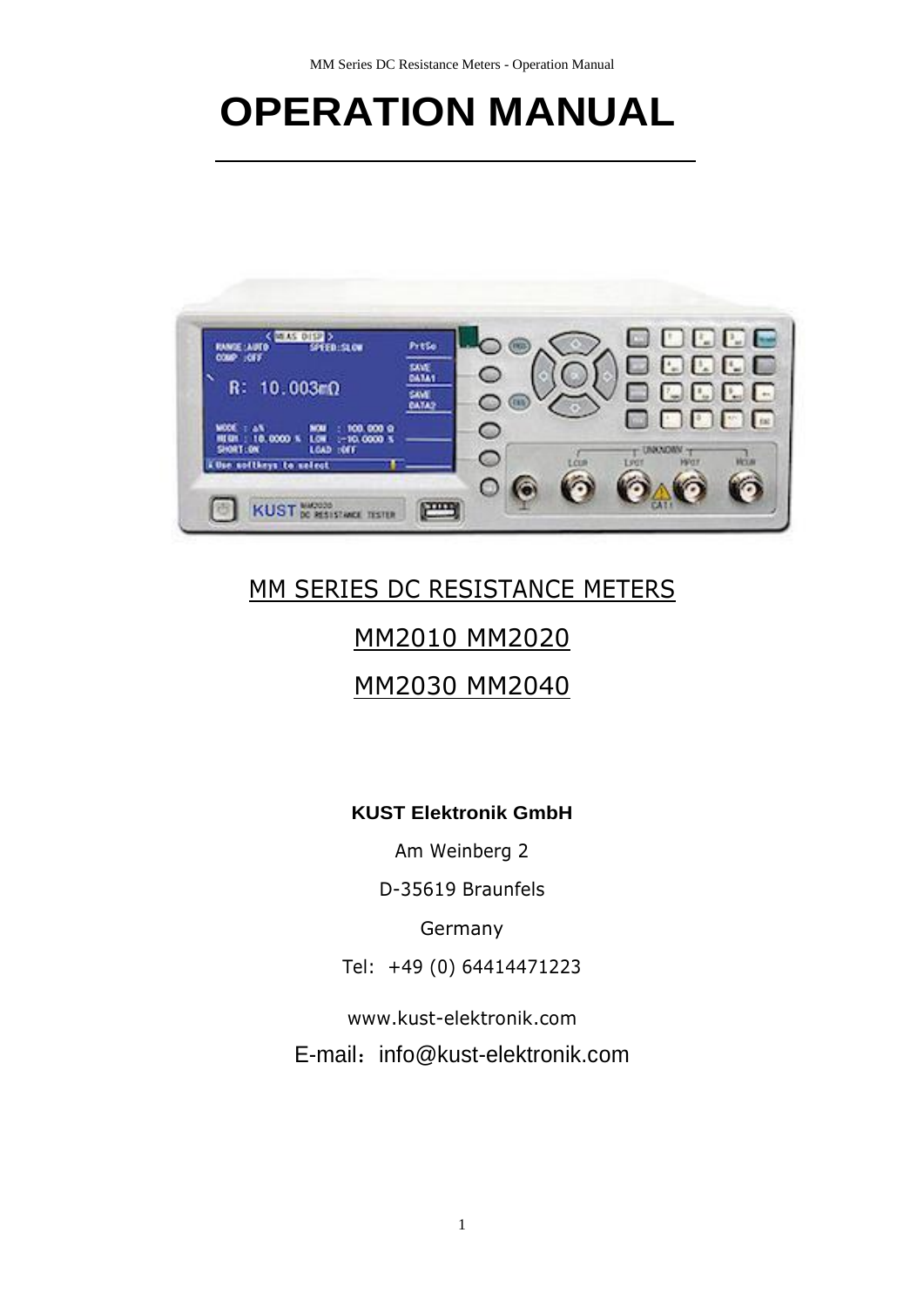# OPERATION MANUAL

---

MM SERIES DC RESISTANCE METERS

MM2010 MM2020

MM2030 MM2040

**KUST Elektronik GmbH**

Am Weinberg 2

D-35619 Braunfels

Germany

Tel: +49 (0) 64414471223

www.kust-elektronik.com

E-mail：info@kust-elektronik.com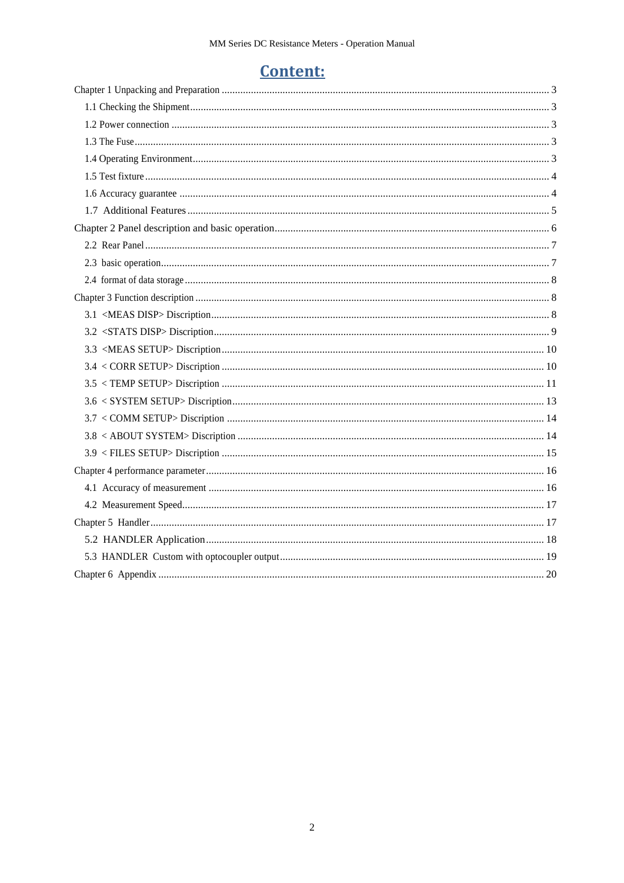# Content:

Chapter 1 Unpacking and Preparation ........................................................................................................................ 3

- 1.1 Checking the Shipment..................................................................................................................................... 3
- 1.2 Power connection ............................................................................................................................................ 3
- 1.3 The Fuse........................................................................................................................................................... 3
- 1.4 Operating Environment.................................................................................................................................... 3
- 1.5 Test fixture ....................................................................................................................................................... 4
- 1.6 Accuracy guarantee ......................................................................................................................................... 4
- 1.7 Additional Features ......................................................................................................................................... 5

Chapter 2 Panel description and basic operation...................................................................................................... 6

- 2.2 Rear Panel ........................................................................................................................................................ 7
- 2.3 basic operation.................................................................................................................................................. 7
- 2.4 format of data storage ...................................................................................................................................... 8

Chapter 3 Function description ................................................................................................................................... 8

- 3.1 <MEAS DISP> Discription.............................................................................................................................. 8
- 3.2 <STATS DISP> Discription............................................................................................................................. 9
- 3.3 <MEAS SETUP> Discription......................................................................................................................... 10
- 3.4 < CORR SETUP> Discription ....................................................................................................................... 10
- 3.5 < TEMP SETUP> Discription ....................................................................................................................... 11
- 3.6 < SYSTEM SETUP> Discription................................................................................................................... 13
- 3.7 < COMM SETUP> Discription .................................................................................................................... 14
- 3.8 < ABOUT SYSTEM> Discription ................................................................................................................ 14
- 3.9 < FILES SETUP> Discription ....................................................................................................................... 15

Chapter 4 performance parameter.............................................................................................................................. 16

- 4.1 Accuracy of measurement ............................................................................................................................. 16
- 4.2 Measurement Speed........................................................................................................................................ 17

Chapter 5 Handler..................................................................................................................................................... 17

- 5.2 HANDLER Application................................................................................................................................. 18
- 5.3 HANDLER Custom with optocoupler output................................................................................................... 19

Chapter 6 Appendix ................................................................................................................................................... 20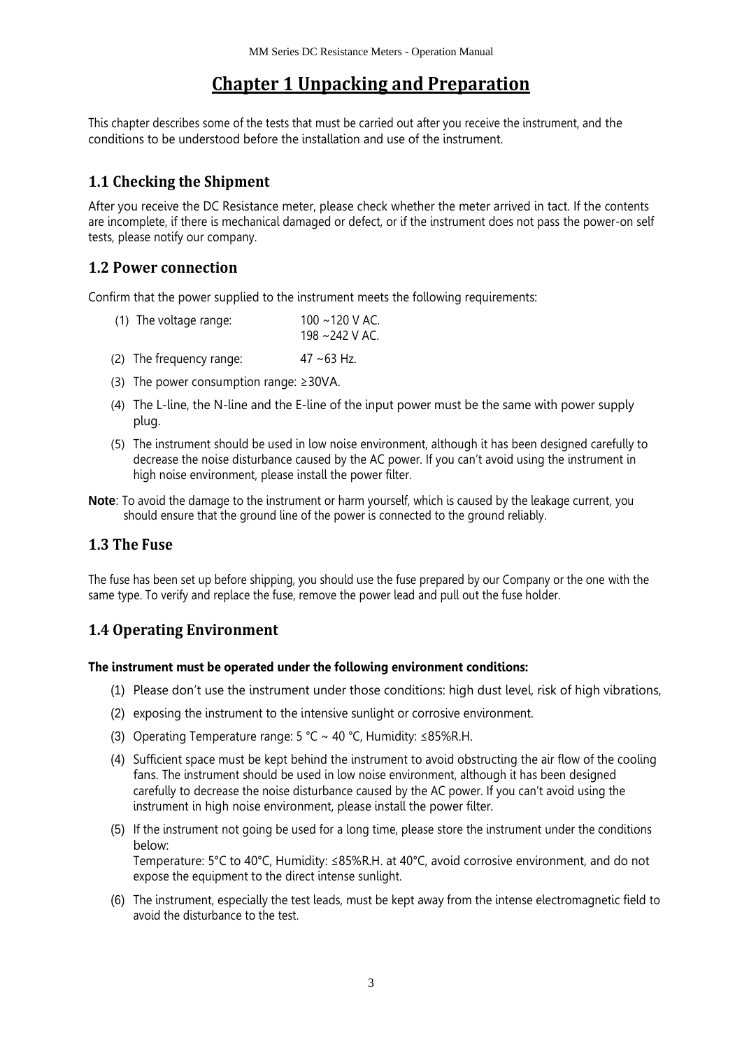# Chapter 1 Unpacking and Preparation

This chapter describes some of the tests that must be carried out after you receive the instrument, and the conditions to be understood before the installation and use of the instrument.

## 1.1 Checking the Shipment

After you receive the DC Resistance meter, please check whether the meter arrived in tact. If the contents are incomplete, if there is mechanical damaged or defect, or if the instrument does not pass the power-on self tests, please notify our company.

## 1.2 Power connection

Confirm that the power supplied to the instrument meets the following requirements:

(1) The voltage range: 100 ~120 V AC.
198 ~242 V AC.

(2) The frequency range: 47 ~63 Hz.

(3) The power consumption range: ≥30VA.

(4) The L-line, the N-line and the E-line of the input power must be the same with power supply plug.

(5) The instrument should be used in low noise environment, although it has been designed carefully to decrease the noise disturbance caused by the AC power. If you can't avoid using the instrument in high noise environment, please install the power filter.

**Note**: To avoid the damage to the instrument or harm yourself, which is caused by the leakage current, you should ensure that the ground line of the power is connected to the ground reliably.

## 1.3 The Fuse

The fuse has been set up before shipping, you should use the fuse prepared by our Company or the one with the same type. To verify and replace the fuse, remove the power lead and pull out the fuse holder.

## 1.4 Operating Environment

**The instrument must be operated under the following environment conditions:**

(1) Please don't use the instrument under those conditions: high dust level, risk of high vibrations,

(2) exposing the instrument to the intensive sunlight or corrosive environment.

(3) Operating Temperature range: 5 °C ~ 40 °C, Humidity: ≤85%R.H.

(4) Sufficient space must be kept behind the instrument to avoid obstructing the air flow of the cooling fans. The instrument should be used in low noise environment, although it has been designed carefully to decrease the noise disturbance caused by the AC power. If you can't avoid using the instrument in high noise environment, please install the power filter.

(5) If the instrument not going be used for a long time, please store the instrument under the conditions below:
Temperature: 5°C to 40°C, Humidity: ≤85%R.H. at 40°C, avoid corrosive environment, and do not expose the equipment to the direct intense sunlight.

(6) The instrument, especially the test leads, must be kept away from the intense electromagnetic field to avoid the disturbance to the test.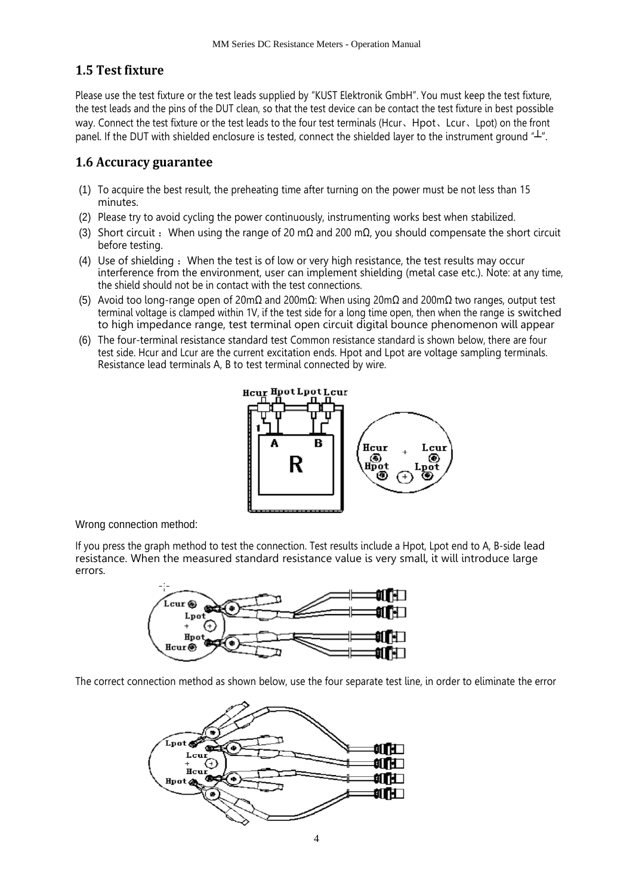## 1.5 Test fixture

Please use the test fixture or the test leads supplied by "KUST Elektronik GmbH". You must keep the test fixture, the test leads and the pins of the DUT clean, so that the test device can be contact the test fixture in best possible way. Connect the test fixture or the test leads to the four test terminals (Hcur、Hpot、Lcur、Lpot) on the front panel. If the DUT with shielded enclosure is tested, connect the shielded layer to the instrument ground "⊥".

## 1.6 Accuracy guarantee

(1) To acquire the best result, the preheating time after turning on the power must be not less than 15 minutes.

(2) Please try to avoid cycling the power continuously, instrumenting works best when stabilized.

(3) Short circuit ：When using the range of 20 mΩ and 200 mΩ, you should compensate the short circuit before testing.

(4) Use of shielding ：When the test is of low or very high resistance, the test results may occur interference from the environment, user can implement shielding (metal case etc.). Note: at any time, the shield should not be in contact with the test connections.

(5) Avoid too long-range open of 20mΩ and 200mΩ: When using 20mΩ and 200mΩ two ranges, output test terminal voltage is clamped within 1V, if the test side for a long time open, then when the range is switched to high impedance range, test terminal open circuit digital bounce phenomenon will appear

(6) The four-terminal resistance standard test Common resistance standard is shown below, there are four test side. Hcur and Lcur are the current excitation ends. Hpot and Lpot are voltage sampling terminals. Resistance lead terminals A, B to test terminal connected by wire.

Wrong connection method:

If you press the graph method to test the connection. Test results include a Hpot, Lpot end to A, B-side lead resistance. When the measured standard resistance value is very small, it will introduce large errors.

The correct connection method as shown below, use the four separate test line, in order to eliminate the error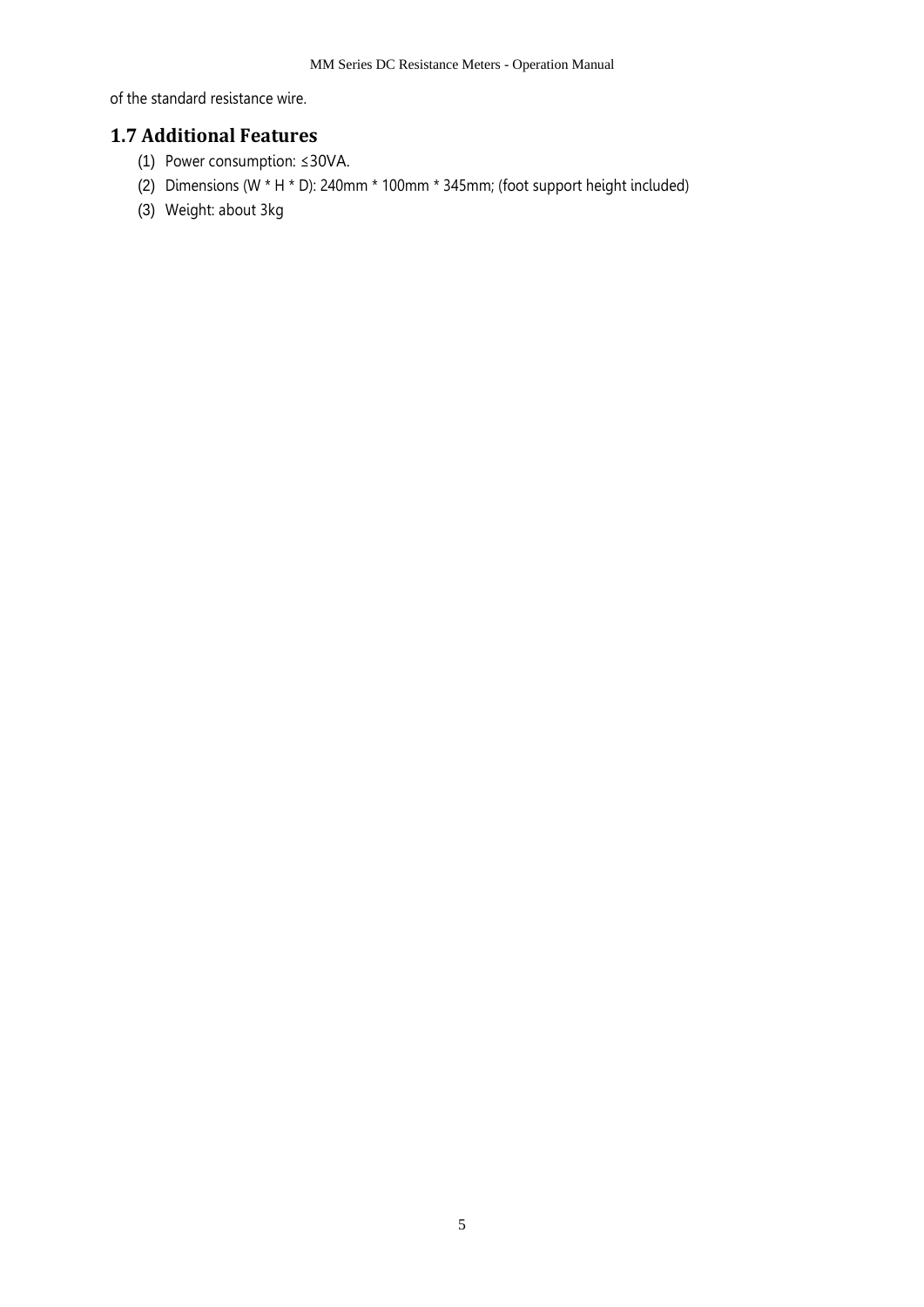of the standard resistance wire.

## 1.7 Additional Features

(1) Power consumption: ≤30VA.

(2) Dimensions (W * H * D): 240mm * 100mm * 345mm; (foot support height included)

(3) Weight: about 3kg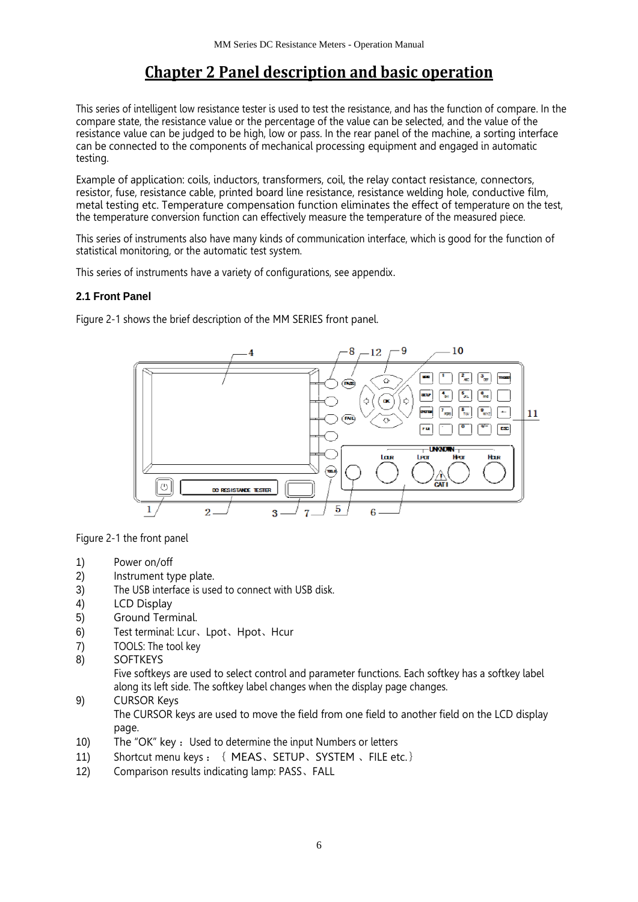# Chapter 2 Panel description and basic operation

This series of intelligent low resistance tester is used to test the resistance, and has the function of compare. In the compare state, the resistance value or the percentage of the value can be selected, and the value of the resistance value can be judged to be high, low or pass. In the rear panel of the machine, a sorting interface can be connected to the components of mechanical processing equipment and engaged in automatic testing.

Example of application: coils, inductors, transformers, coil, the relay contact resistance, connectors, resistor, fuse, resistance cable, printed board line resistance, resistance welding hole, conductive film, metal testing etc. Temperature compensation function eliminates the effect of temperature on the test, the temperature conversion function can effectively measure the temperature of the measured piece.

This series of instruments also have many kinds of communication interface, which is good for the function of statistical monitoring, or the automatic test system.

This series of instruments have a variety of configurations, see appendix.

### 2.1 Front Panel

Figure 2-1 shows the brief description of the MM SERIES front panel.

Figure 2-1 the front panel

1) Power on/off
2) Instrument type plate.
3) The USB interface is used to connect with USB disk.
4) LCD Display
5) Ground Terminal.
6) Test terminal: Lcur、Lpot、Hpot、Hcur
7) TOOLS: The tool key
8) SOFTKEYS
   Five softkeys are used to select control and parameter functions. Each softkey has a softkey label along its left side. The softkey label changes when the display page changes.
9) CURSOR Keys
   The CURSOR keys are used to move the field from one field to another field on the LCD display page.
10) The "OK" key ：Used to determine the input Numbers or letters
11) Shortcut menu keys ：｛ MEAS、SETUP、SYSTEM 、FILE etc.｝
12) Comparison results indicating lamp: PASS、FALL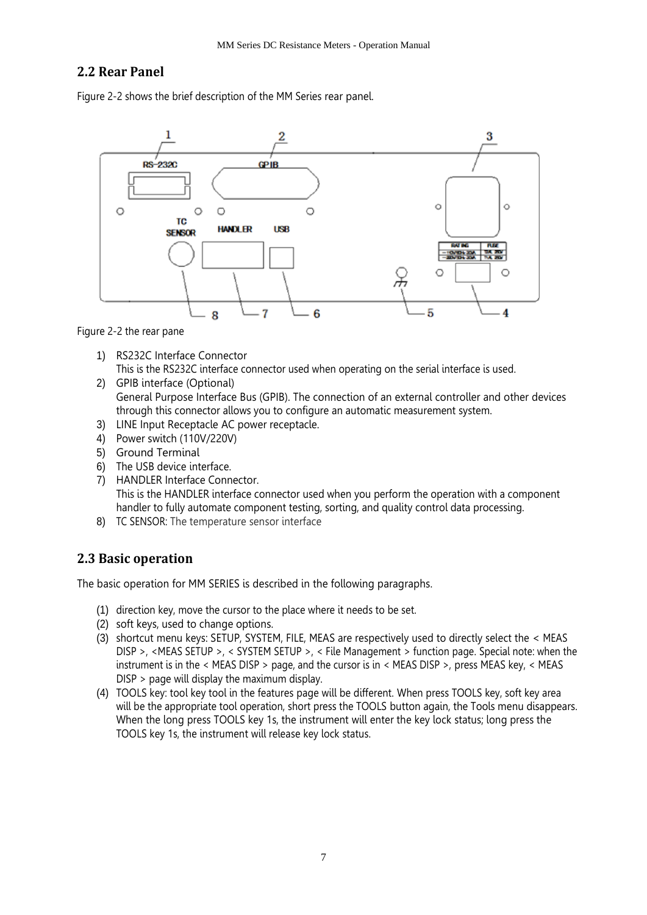## 2.2 Rear Panel

Figure 2-2 shows the brief description of the MM Series rear panel.

Figure 2-2 the rear pane

1) RS232C Interface Connector
   This is the RS232C interface connector used when operating on the serial interface is used.
2) GPIB interface (Optional)
   General Purpose Interface Bus (GPIB). The connection of an external controller and other devices through this connector allows you to configure an automatic measurement system.
3) LINE Input Receptacle AC power receptacle.
4) Power switch (110V/220V)
5) Ground Terminal
6) The USB device interface.
7) HANDLER Interface Connector.
   This is the HANDLER interface connector used when you perform the operation with a component handler to fully automate component testing, sorting, and quality control data processing.
8) TC SENSOR: The temperature sensor interface

## 2.3 Basic operation

The basic operation for MM SERIES is described in the following paragraphs.

(1) direction key, move the cursor to the place where it needs to be set.
(2) soft keys, used to change options.
(3) shortcut menu keys: SETUP, SYSTEM, FILE, MEAS are respectively used to directly select the < MEAS DISP >, <MEAS SETUP >, < SYSTEM SETUP >, < File Management > function page. Special note: when the instrument is in the < MEAS DISP > page, and the cursor is in < MEAS DISP >, press MEAS key, < MEAS DISP > page will display the maximum display.
(4) TOOLS key: tool key tool in the features page will be different. When press TOOLS key, soft key area will be the appropriate tool operation, short press the TOOLS button again, the Tools menu disappears. When the long press TOOLS key 1s, the instrument will enter the key lock status; long press the TOOLS key 1s, the instrument will release key lock status.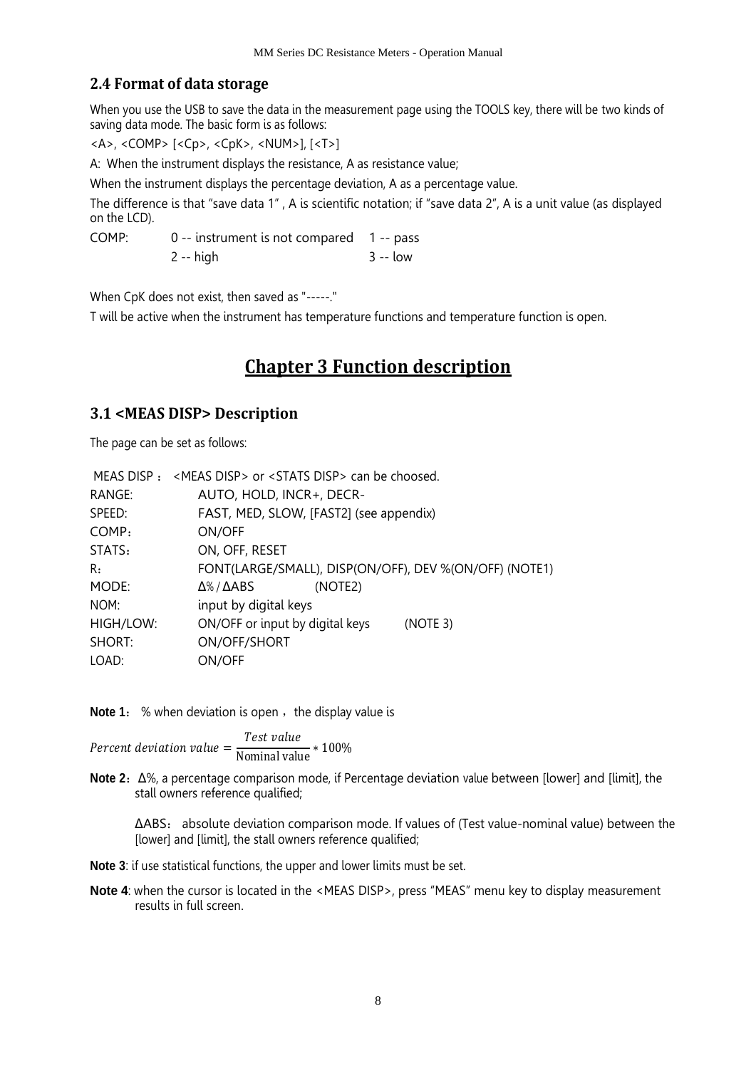## 2.4 Format of data storage

When you use the USB to save the data in the measurement page using the TOOLS key, there will be two kinds of saving data mode. The basic form is as follows:

<A>, <COMP> [<Cp>, <CpK>, <NUM>], [<T>]

A: When the instrument displays the resistance, A as resistance value;

When the instrument displays the percentage deviation, A as a percentage value.

The difference is that "save data 1" , A is scientific notation; if "save data 2", A is a unit value (as displayed on the LCD).

| COMP: | 0 -- instrument is not compared | 1 -- pass |
|---|---|---|
| | 2 -- high | 3 -- low |

When CpK does not exist, then saved as "-----."

T will be active when the instrument has temperature functions and temperature function is open.

# Chapter 3 Function description

## 3.1 <MEAS DISP> Description

The page can be set as follows:

| | |
|---|---|
| MEAS DISP： | <MEAS DISP> or <STATS DISP> can be choosed. |
| RANGE: | AUTO, HOLD, INCR+, DECR- |
| SPEED: | FAST, MED, SLOW, [FAST2] (see appendix) |
| COMP： | ON/OFF |
| STATS： | ON, OFF, RESET |
| R： | FONT(LARGE/SMALL), DISP(ON/OFF), DEV %(ON/OFF) (NOTE1) |
| MODE: | Δ% / ΔABS (NOTE2) |
| NOM: | input by digital keys |
| HIGH/LOW: | ON/OFF or input by digital keys (NOTE 3) |
| SHORT: | ON/OFF/SHORT |
| LOAD: | ON/OFF |

**Note 1**: % when deviation is open，the display value is

$$Percent\ deviation\ value = \frac{Test\ value}{\text{Nominal value}} * 100\%$$

**Note 2**：Δ%, a percentage comparison mode, if Percentage deviation value between [lower] and [limit], the stall owners reference qualified;

ΔABS： absolute deviation comparison mode. If values of (Test value-nominal value) between the [lower] and [limit], the stall owners reference qualified;

**Note 3**: if use statistical functions, the upper and lower limits must be set.

**Note 4**: when the cursor is located in the <MEAS DISP>, press "MEAS" menu key to display measurement results in full screen.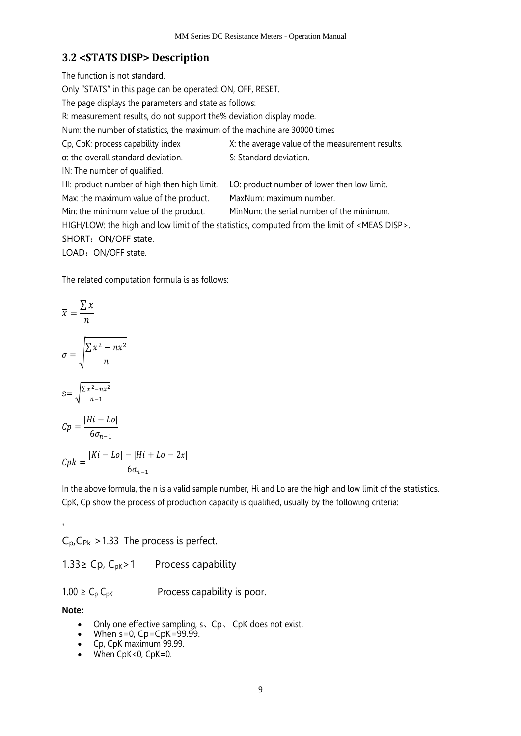## 3.2 <STATS DISP> Description

The function is not standard.

Only "STATS" in this page can be operated: ON, OFF, RESET.

The page displays the parameters and state as follows:

R: measurement results, do not support the% deviation display mode.

Num: the number of statistics, the maximum of the machine are 30000 times

Cp, CpK: process capability index

X: the average value of the measurement results.

σ: the overall standard deviation.

S: Standard deviation.

IN: The number of qualified.

HI: product number of high then high limit.

LO: product number of lower then low limit.

Max: the maximum value of the product.

MaxNum: maximum number.

Min: the minimum value of the product.

MinNum: the serial number of the minimum.

HIGH/LOW: the high and low limit of the statistics, computed from the limit of <MEAS DISP>.

SHORT：ON/OFF state.

LOAD：ON/OFF state.

The related computation formula is as follows:

$$\overline{x} = \frac{\sum x}{n}$$

$$\sigma = \sqrt{\frac{\sum x^2 - nx^2}{n}}$$

$$s = \sqrt{\frac{\sum x^2 - nx^2}{n-1}}$$

$$Cp = \frac{|Hi - Lo|}{6\sigma_{n-1}}$$

$$Cpk = \frac{|Ki - Lo| - |Hi + Lo - 2\overline{x}|}{6\sigma_{n-1}}$$

In the above formula, the n is a valid sample number, Hi and Lo are the high and low limit of the statistics. CpK, Cp show the process of production capacity is qualified, usually by the following criteria:

,

$C_p, C_{Pk} > 1.33$ The process is perfect.

$1.33 \geq$ Cp, $C_{pK} > 1$ Process capability

$1.00 \geq C_p\ C_{pK}$ Process capability is poor.

**Note:**

- Only one effective sampling, s、Cp、 CpK does not exist.
- When s=0, Cp=CpK=99.99.
- Cp, CpK maximum 99.99.
- When CpK<0, CpK=0.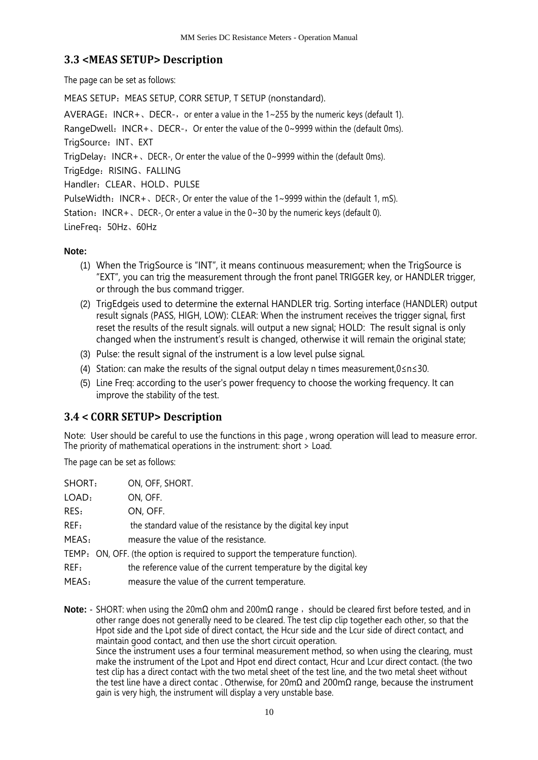## 3.3 <MEAS SETUP> Description

The page can be set as follows:

MEAS SETUP：MEAS SETUP, CORR SETUP, T SETUP (nonstandard).

AVERAGE：INCR+、DECR-，or enter a value in the 1~255 by the numeric keys (default 1).

RangeDwell：INCR+、DECR-，Or enter the value of the 0~9999 within the (default 0ms).

TrigSource：INT、EXT

TrigDelay：INCR+、DECR-, Or enter the value of the 0~9999 within the (default 0ms).

TrigEdge：RISING、FALLING

Handler：CLEAR、HOLD、PULSE

PulseWidth：INCR+、DECR-, Or enter the value of the 1~9999 within the (default 1, mS).

Station：INCR+、DECR-, Or enter a value in the 0~30 by the numeric keys (default 0).

LineFreq：50Hz、60Hz

**Note:**

(1) When the TrigSource is "INT", it means continuous measurement; when the TrigSource is "EXT", you can trig the measurement through the front panel TRIGGER key, or HANDLER trigger, or through the bus command trigger.

(2) TrigEdgeis used to determine the external HANDLER trig. Sorting interface (HANDLER) output result signals (PASS, HIGH, LOW): CLEAR: When the instrument receives the trigger signal, first reset the results of the result signals. will output a new signal; HOLD: The result signal is only changed when the instrument's result is changed, otherwise it will remain the original state;

(3) Pulse: the result signal of the instrument is a low level pulse signal.

(4) Station: can make the results of the signal output delay n times measurement, $0 \le n \le 30$.

(5) Line Freq: according to the user's power frequency to choose the working frequency. It can improve the stability of the test.

## 3.4 < CORR SETUP> Description

Note: User should be careful to use the functions in this page , wrong operation will lead to measure error. The priority of mathematical operations in the instrument: short > Load.

The page can be set as follows:

SHORT： ON, OFF, SHORT.

LOAD： ON, OFF.

RES： ON, OFF.

REF： the standard value of the resistance by the digital key input

MEAS： measure the value of the resistance.

TEMP：ON, OFF. (the option is required to support the temperature function).

REF： the reference value of the current temperature by the digital key

MEAS： measure the value of the current temperature.

**Note:** - SHORT: when using the 20mΩ ohm and 200mΩ range， should be cleared first before tested, and in other range does not generally need to be cleared. The test clip clip together each other, so that the Hpot side and the Lpot side of direct contact, the Hcur side and the Lcur side of direct contact, and maintain good contact, and then use the short circuit operation.
Since the instrument uses a four terminal measurement method, so when using the clearing, must make the instrument of the Lpot and Hpot end direct contact, Hcur and Lcur direct contact. (the two test clip has a direct contact with the two metal sheet of the test line, and the two metal sheet without the test line have a direct contac . Otherwise, for 20mΩ and 200mΩ range, because the instrument gain is very high, the instrument will display a very unstable base.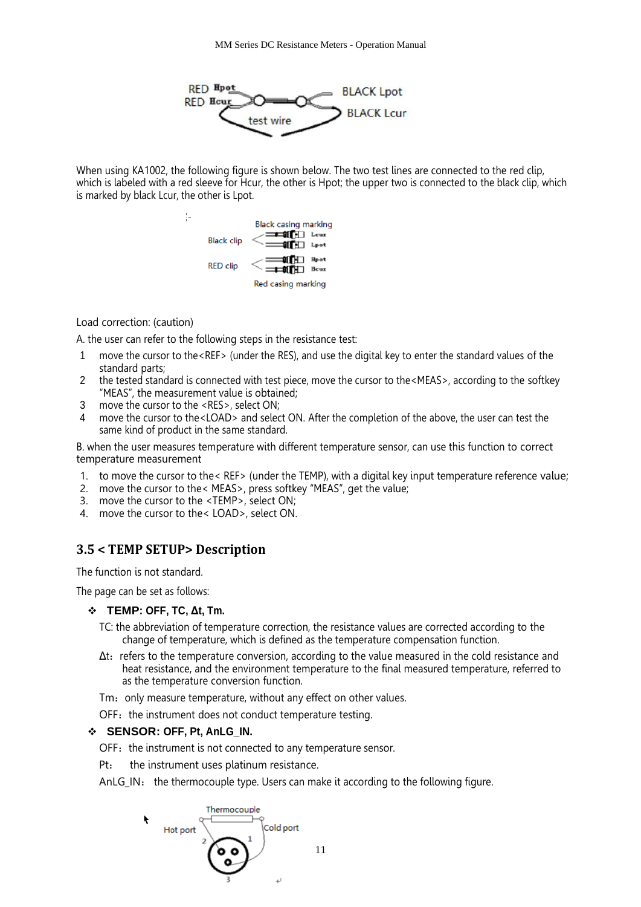When using KA1002, the following figure is shown below. The two test lines are connected to the red clip, which is labeled with a red sleeve for Hcur, the other is Hpot; the upper two is connected to the black clip, which is marked by black Lcur, the other is Lpot.

Load correction: (caution)

A. the user can refer to the following steps in the resistance test:

1. move the cursor to the<REF> (under the RES), and use the digital key to enter the standard values of the standard parts;
2. the tested standard is connected with test piece, move the cursor to the<MEAS>, according to the softkey "MEAS", the measurement value is obtained;
3. move the cursor to the <RES>, select ON;
4. move the cursor to the<LOAD> and select ON. After the completion of the above, the user can test the same kind of product in the same standard.

B. when the user measures temperature with different temperature sensor, can use this function to correct temperature measurement

1. to move the cursor to the< REF> (under the TEMP), with a digital key input temperature reference value;
2. move the cursor to the< MEAS>, press softkey "MEAS", get the value;
3. move the cursor to the <TEMP>, select ON;
4. move the cursor to the< LOAD>, select ON.

## 3.5 < TEMP SETUP> Description

The function is not standard.

The page can be set as follows:

- **TEMP: OFF, TC, Δt, Tm.**

  TC: the abbreviation of temperature correction, the resistance values are corrected according to the change of temperature, which is defined as the temperature compensation function.

  Δt：refers to the temperature conversion, according to the value measured in the cold resistance and heat resistance, and the environment temperature to the final measured temperature, referred to as the temperature conversion function.

  Tm：only measure temperature, without any effect on other values.

  OFF：the instrument does not conduct temperature testing.

- **SENSOR: OFF, Pt, AnLG_IN.**

  OFF：the instrument is not connected to any temperature sensor.

  Pt： the instrument uses platinum resistance.

  AnLG_IN： the thermocouple type. Users can make it according to the following figure.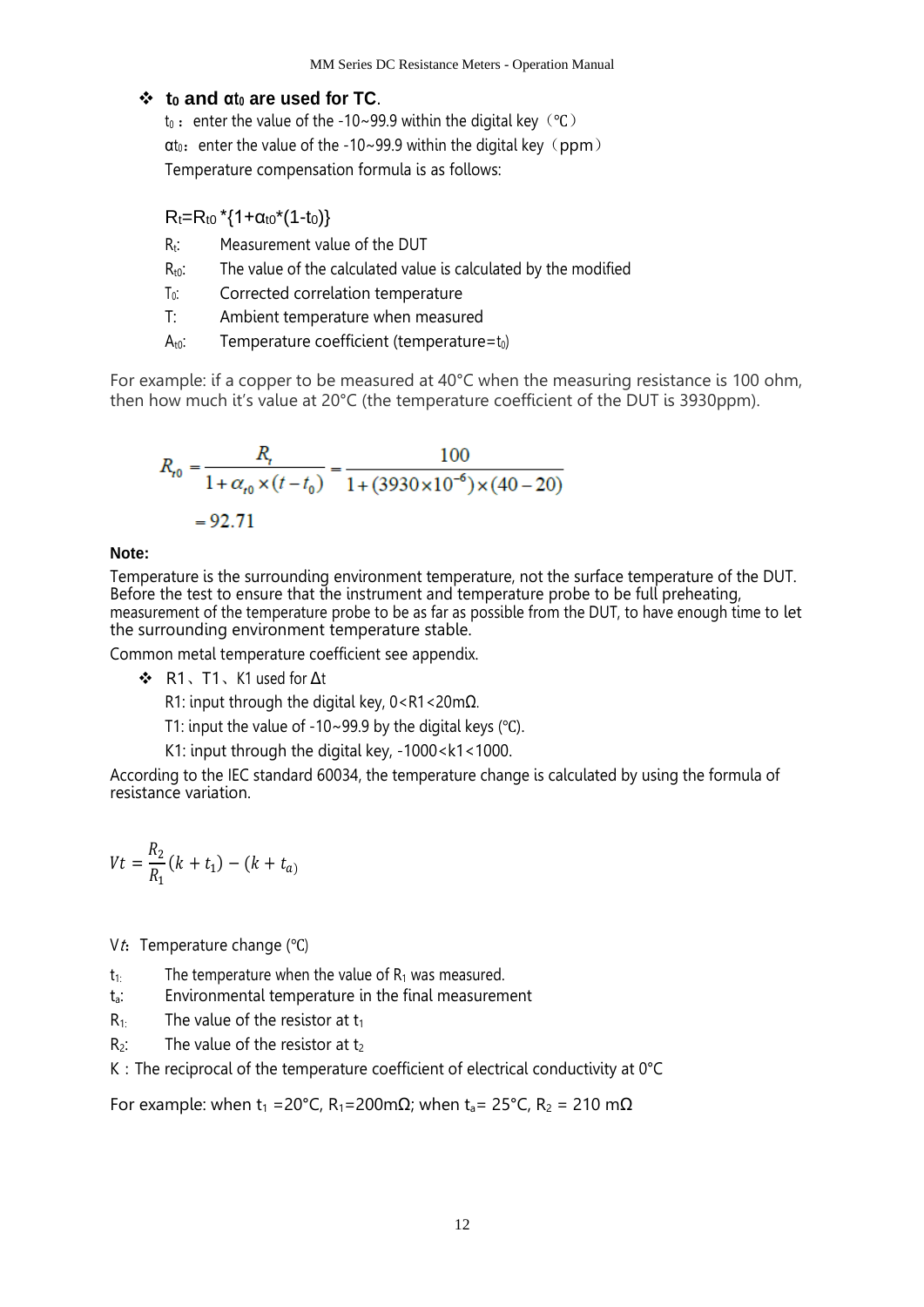- ❖ **$t_0$ and $\alpha t_0$ are used for TC**.

  $t_0$ : enter the value of the -10~99.9 within the digital key（℃）

  $\alpha t_0$: enter the value of the -10~99.9 within the digital key（ppm）

  Temperature compensation formula is as follows:

  $R_t = R_{t0} * \{1 + \alpha_{t0} * (1 - t_0)\}$

  $R_t$: Measurement value of the DUT

  $R_{t0}$: The value of the calculated value is calculated by the modified

  $T_0$: Corrected correlation temperature

  T: Ambient temperature when measured

  $A_{t0}$: Temperature coefficient (temperature=$t_0$)

For example: if a copper to be measured at 40°C when the measuring resistance is 100 ohm, then how much it's value at 20°C (the temperature coefficient of the DUT is 3930ppm).

$$R_{t0} = \frac{R_t}{1 + \alpha_{t0} \times (t - t_0)} = \frac{100}{1 + (3930 \times 10^{-6}) \times (40 - 20)}$$

$$= 92.71$$

**Note:**

Temperature is the surrounding environment temperature, not the surface temperature of the DUT. Before the test to ensure that the instrument and temperature probe to be full preheating, measurement of the temperature probe to be as far as possible from the DUT, to have enough time to let the surrounding environment temperature stable.

Common metal temperature coefficient see appendix.

- ❖ R1、T1、K1 used for Δt

  R1: input through the digital key, 0<R1<20mΩ.

  T1: input the value of -10~99.9 by the digital keys (℃).

  K1: input through the digital key, -1000<k1<1000.

According to the IEC standard 60034, the temperature change is calculated by using the formula of resistance variation.

$$Vt = \frac{R_2}{R_1}(k + t_1) - (k + t_a)$$

V$t$: Temperature change (℃)

$t_1$: The temperature when the value of $R_1$ was measured.

$t_a$: Environmental temperature in the final measurement

$R_1$: The value of the resistor at $t_1$

$R_2$: The value of the resistor at $t_2$

K : The reciprocal of the temperature coefficient of electrical conductivity at 0°C

For example: when $t_1$ =20°C, $R_1$=200mΩ; when $t_a$= 25°C, $R_2$ = 210 mΩ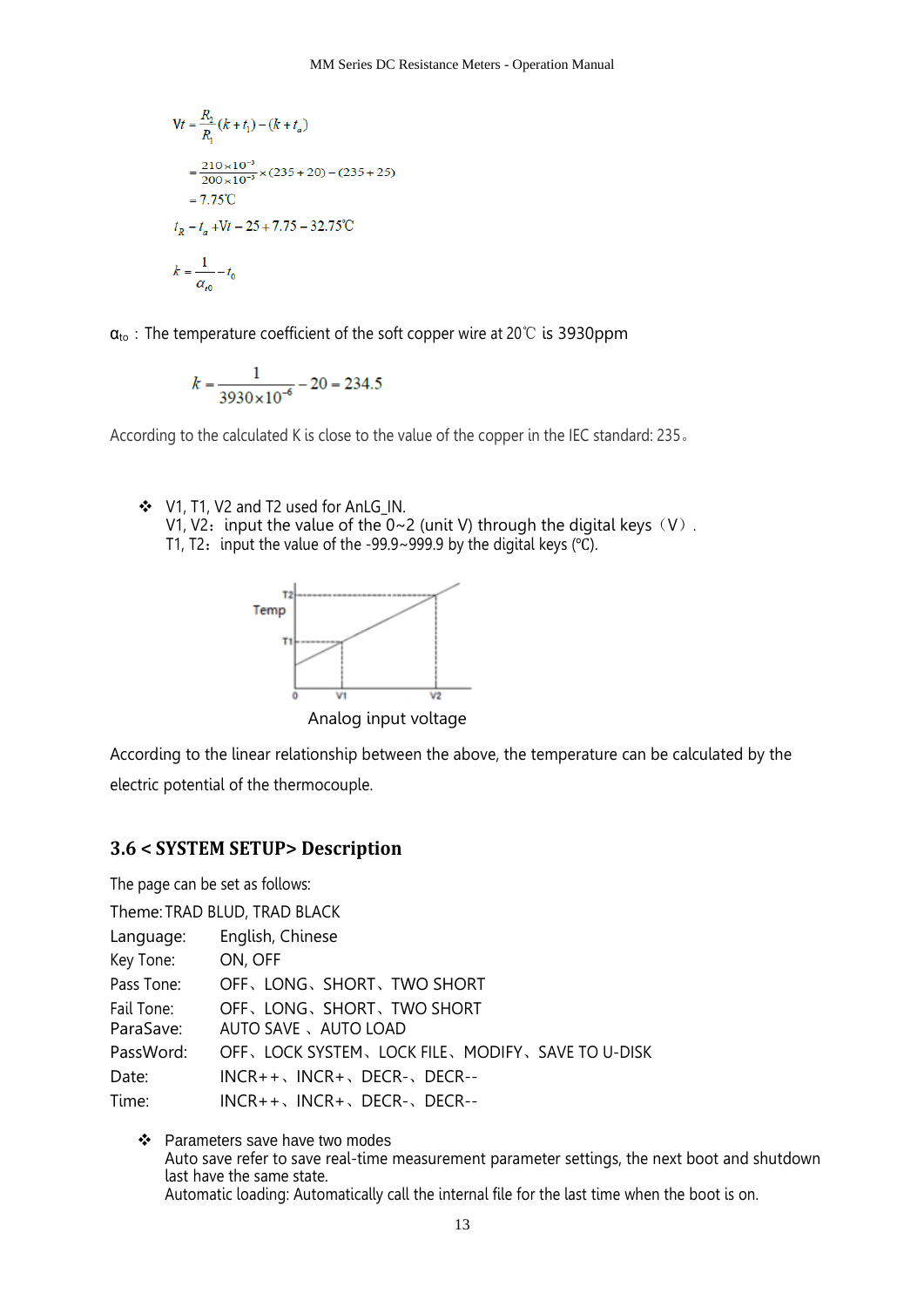$$Vt = \frac{R_2}{R_1}(k + t_1) - (k + t_a)$$

$$= \frac{210 \times 10^{-3}}{200 \times 10^{-3}} \times (235 + 20) - (235 + 25)$$

$$= 7.75℃$$

$$t_R - t_a + Vt - 25 + 7.75 - 32.75℃$$

$$k = \frac{1}{\alpha_{t0}} - t_0$$

$\alpha_{to}$：The temperature coefficient of the soft copper wire at 20℃ is 3930ppm

$$k = \frac{1}{3930 \times 10^{-6}} - 20 = 234.5$$

According to the calculated K is close to the value of the copper in the IEC standard: 235。

- V1, T1, V2 and T2 used for AnLG_IN.
  V1, V2：input the value of the 0~2 (unit V) through the digital keys（V）.
  T1, T2：input the value of the -99.9~999.9 by the digital keys (℃).

Analog input voltage

According to the linear relationship between the above, the temperature can be calculated by the electric potential of the thermocouple.

## 3.6 < SYSTEM SETUP> Description

The page can be set as follows:

Theme: TRAD BLUD, TRAD BLACK

Language: English, Chinese

Key Tone: ON, OFF

Pass Tone: OFF、LONG、SHORT、TWO SHORT

Fail Tone: OFF、LONG、SHORT、TWO SHORT

ParaSave: AUTO SAVE 、AUTO LOAD

PassWord: OFF、LOCK SYSTEM、LOCK FILE、MODIFY、SAVE TO U-DISK

Date: INCR++、INCR+、DECR-、DECR--

Time: INCR++、INCR+、DECR-、DECR--

- Parameters save have two modes
  Auto save refer to save real-time measurement parameter settings, the next boot and shutdown last have the same state.
  Automatic loading: Automatically call the internal file for the last time when the boot is on.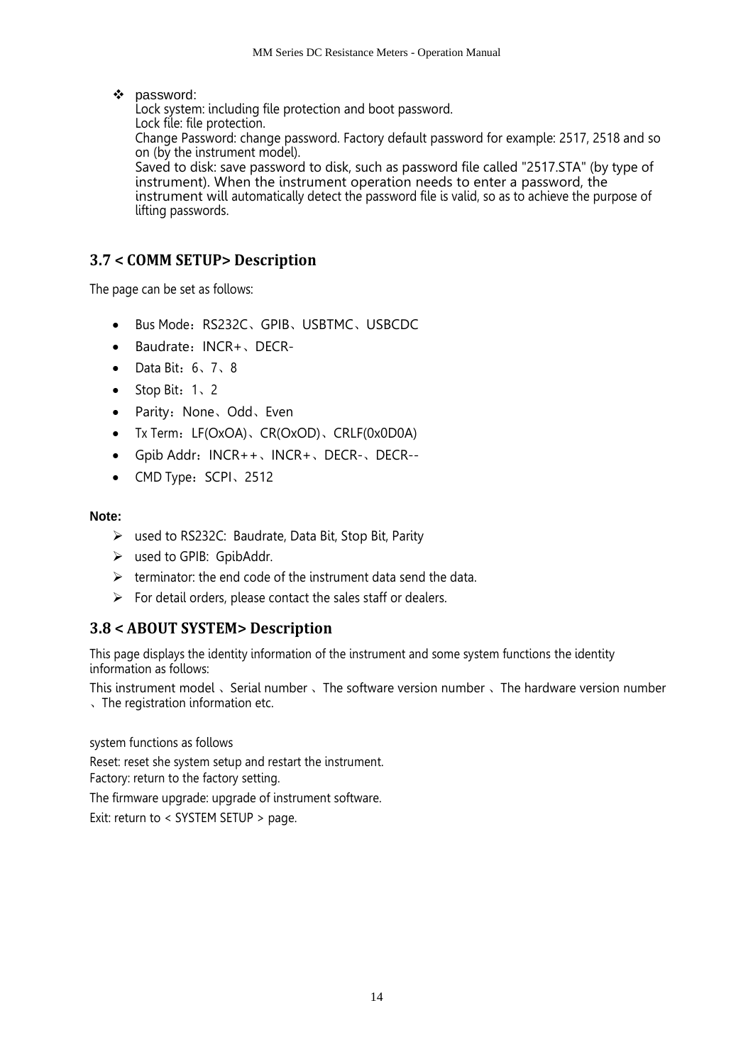❖ password:

Lock system: including file protection and boot password.
Lock file: file protection.
Change Password: change password. Factory default password for example: 2517, 2518 and so on (by the instrument model).
Saved to disk: save password to disk, such as password file called "2517.STA" (by type of instrument). When the instrument operation needs to enter a password, the instrument will automatically detect the password file is valid, so as to achieve the purpose of lifting passwords.

## 3.7 < COMM SETUP> Description

The page can be set as follows:

- Bus Mode：RS232C、GPIB、USBTMC、USBCDC
- Baudrate：INCR+、DECR-
- Data Bit：6、7、8
- Stop Bit：1、2
- Parity：None、Odd、Even
- Tx Term：LF(OxOA)、CR(OxOD)、CRLF(0x0D0A)
- Gpib Addr：INCR++、INCR+、DECR-、DECR--
- CMD Type：SCPI、2512

**Note:**

- ➢ used to RS232C: Baudrate, Data Bit, Stop Bit, Parity
- ➢ used to GPIB: GpibAddr.
- ➢ terminator: the end code of the instrument data send the data.
- ➢ For detail orders, please contact the sales staff or dealers.

## 3.8 < ABOUT SYSTEM> Description

This page displays the identity information of the instrument and some system functions the identity information as follows:

This instrument model 、Serial number 、The software version number 、The hardware version number 、The registration information etc.

system functions as follows

Reset: reset she system setup and restart the instrument.
Factory: return to the factory setting.

The firmware upgrade: upgrade of instrument software.

Exit: return to < SYSTEM SETUP > page.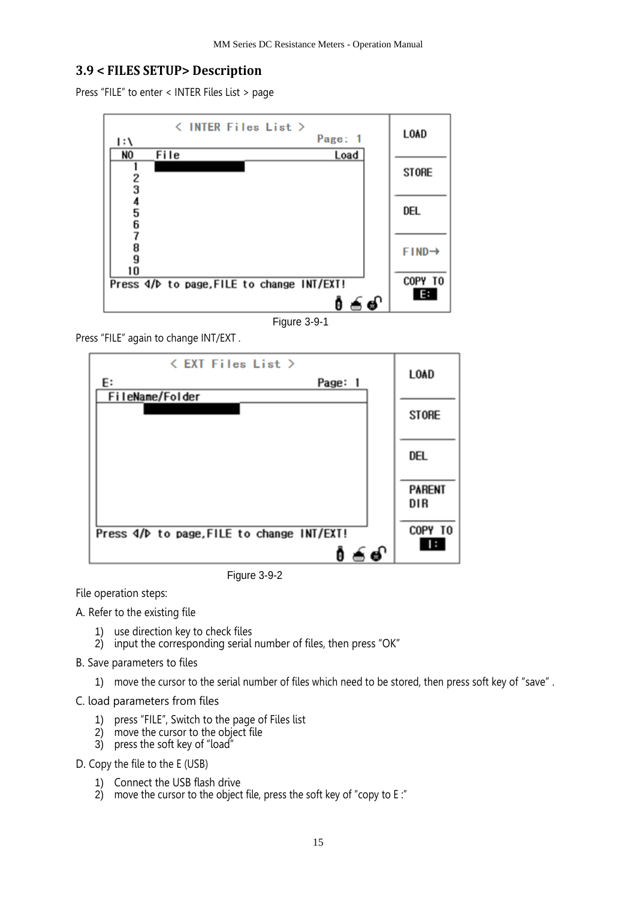## 3.9 < FILES SETUP> Description

Press "FILE" to enter < INTER Files List > page

Figure 3-9-1

Press "FILE" again to change INT/EXT .

Figure 3-9-2

File operation steps:

A. Refer to the existing file

1) use direction key to check files
2) input the corresponding serial number of files, then press "OK"

B. Save parameters to files

1) move the cursor to the serial number of files which need to be stored, then press soft key of "save" .

C. load parameters from files

1) press "FILE", Switch to the page of Files list
2) move the cursor to the object file
3) press the soft key of "load"

D. Copy the file to the E (USB)

1) Connect the USB flash drive
2) move the cursor to the object file, press the soft key of "copy to E :"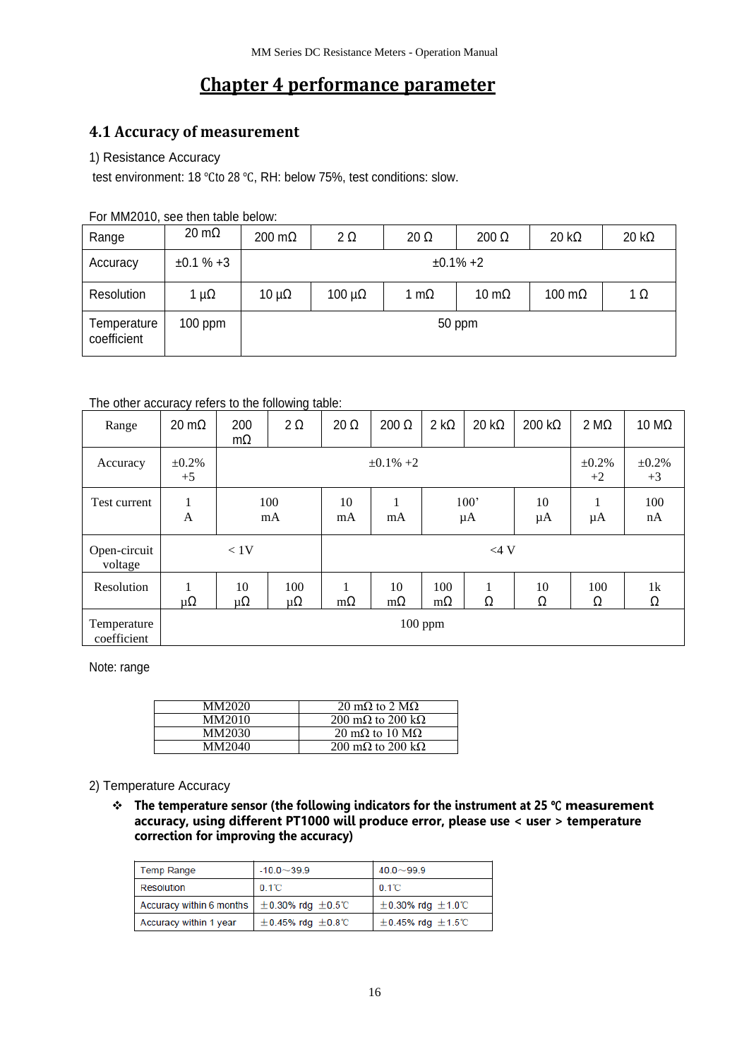# Chapter 4 performance parameter

## 4.1 Accuracy of measurement

1) Resistance Accuracy

test environment: 18 ℃to 28 ℃, RH: below 75%, test conditions: slow.

For MM2010, see then table below:

| Range | 20 mΩ | 200 mΩ | 2 Ω | 20 Ω | 200 Ω | 20 kΩ | 20 kΩ |
|---|---|---|---|---|---|---|---|
| Accuracy | ±0.1 % +3 | ±0.1% +2 | | | | | |
| Resolution | 1 µΩ | 10 µΩ | 100 µΩ | 1 mΩ | 10 mΩ | 100 mΩ | 1 Ω |
| Temperature coefficient | 100 ppm | 50 ppm | | | | | |

The other accuracy refers to the following table:

| Range | 20 mΩ | 200 mΩ | 2 Ω | 20 Ω | 200 Ω | 2 kΩ | 20 kΩ | 200 kΩ | 2 MΩ | 10 MΩ |
|---|---|---|---|---|---|---|---|---|---|---|
| Accuracy | ±0.2% +5 | ±0.1% +2 | | | | | | | ±0.2% +2 | ±0.2% +3 |
| Test current | 1 A | 100 mA | | 10 mA | 1 mA | 100' µA | | 10 µA | 1 µA | 100 nA |
| Open-circuit voltage | < 1V | | | <4 V | | | | | | |
| Resolution | 1 µΩ | 10 µΩ | 100 µΩ | 1 mΩ | 10 mΩ | 100 mΩ | 1 Ω | 10 Ω | 100 Ω | 1k Ω |
| Temperature coefficient | 100 ppm | | | | | | | | | |

Note: range

| MM2020 | 20 mΩ to 2 MΩ |
|---|---|
| MM2010 | 200 mΩ to 200 kΩ |
| MM2030 | 20 mΩ to 10 MΩ |
| MM2040 | 200 mΩ to 200 kΩ |

2) Temperature Accuracy

- **The temperature sensor (the following indicators for the instrument at 25 ℃ measurement accuracy, using different PT1000 will produce error, please use < user > temperature correction for improving the accuracy)**

| Temp Range | -10.0～39.9 | 40.0～99.9 |
|---|---|---|
| Resolution | 0.1℃ | 0.1℃ |
| Accuracy within 6 months | ±0.30% rdg ±0.5℃ | ±0.30% rdg ±1.0℃ |
| Accuracy within 1 year | ±0.45% rdg ±0.8℃ | ±0.45% rdg ±1.5℃ |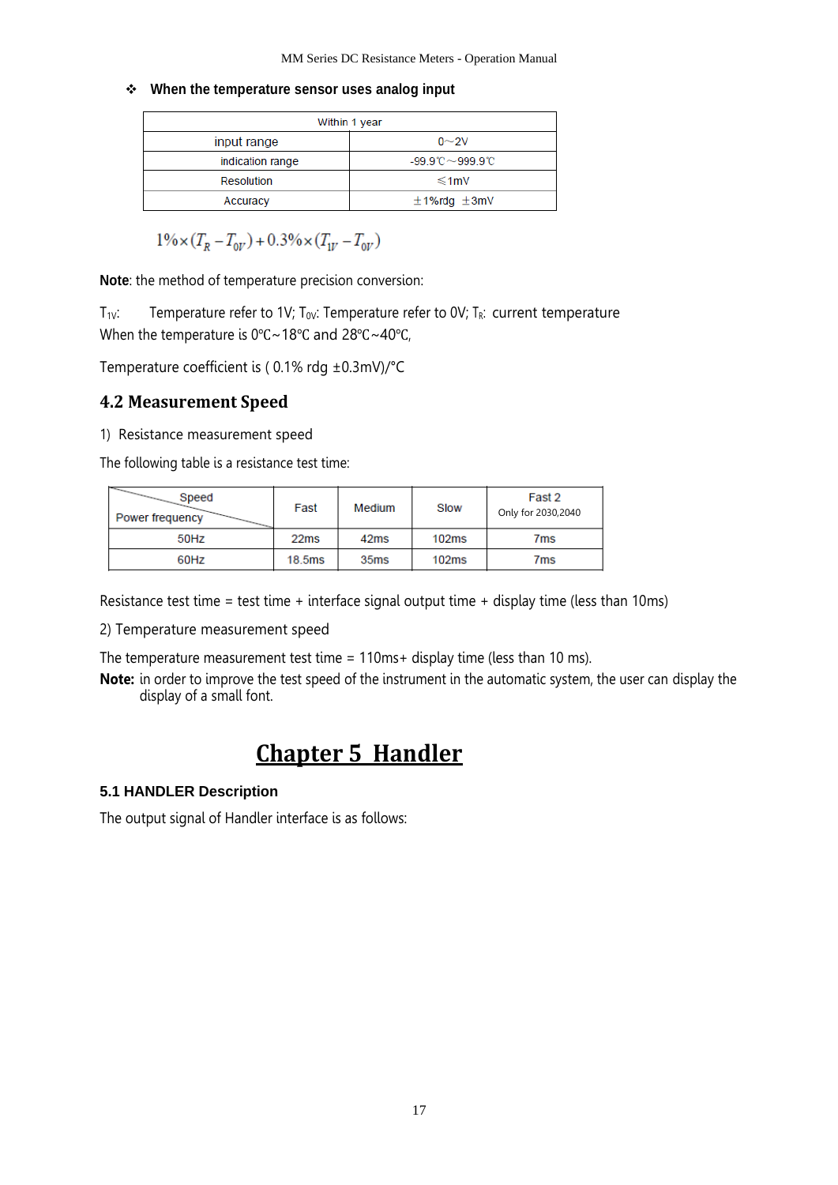- **When the temperature sensor uses analog input**

| Within 1 year | |
|---|---|
| input range | 0～2V |
| indication range | -99.9℃～999.9℃ |
| Resolution | ≤1mV |
| Accuracy | ±1%rdg ±3mV |

$$1\% \times (T_R - T_{0V}) + 0.3\% \times (T_{1V} - T_{0V})$$

**Note**: the method of temperature precision conversion:

$T_{1V}$: Temperature refer to 1V; $T_{0V}$: Temperature refer to 0V; $T_R$: current temperature
When the temperature is 0℃~18℃ and 28℃~40℃,

Temperature coefficient is ( 0.1% rdg ±0.3mV)/°C

## 4.2 Measurement Speed

1) Resistance measurement speed

The following table is a resistance test time:

| Speed / Power frequency | Fast | Medium | Slow | Fast 2 Only for 2030,2040 |
|---|---|---|---|---|
| 50Hz | 22ms | 42ms | 102ms | 7ms |
| 60Hz | 18.5ms | 35ms | 102ms | 7ms |

Resistance test time = test time + interface signal output time + display time (less than 10ms)

2) Temperature measurement speed

The temperature measurement test time = 110ms+ display time (less than 10 ms).

**Note:** in order to improve the test speed of the instrument in the automatic system, the user can display the display of a small font.

# Chapter 5 Handler

### 5.1 HANDLER Description

The output signal of Handler interface is as follows: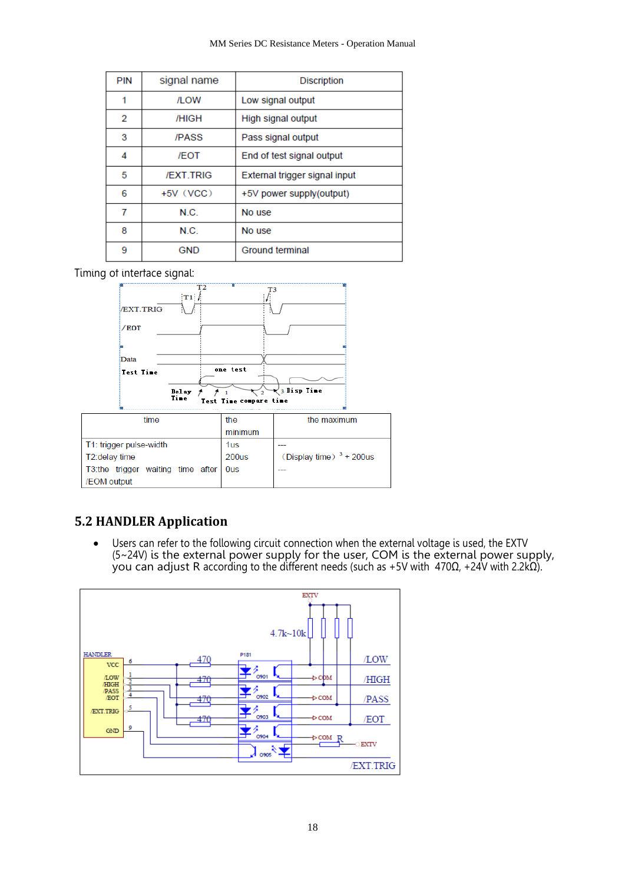| PIN | signal name | Discription |
|---|---|---|
| 1 | /LOW | Low signal output |
| 2 | /HIGH | High signal output |
| 3 | /PASS | Pass signal output |
| 4 | /EOT | End of test signal output |
| 5 | /EXT.TRIG | External trigger signal input |
| 6 | +5V（VCC） | +5V power supply(output) |
| 7 | N.C. | No use |
| 8 | N.C. | No use |
| 9 | GND | Ground terminal |

Timing of interface signal:

| time | the minimum | the maximum |
|---|---|---|
| T1: trigger pulse-width | 1us | --- |
| T2:delay time | 200us | （Display time）[3] + 200us |
| T3:the trigger waiting time after /EOM output | 0us | --- |

## 5.2 HANDLER Application

- Users can refer to the following circuit connection when the external voltage is used, the EXTV (5~24V) is the external power supply for the user, COM is the external power supply, you can adjust R according to the different needs (such as +5V with 470Ω, +24V with 2.2kΩ).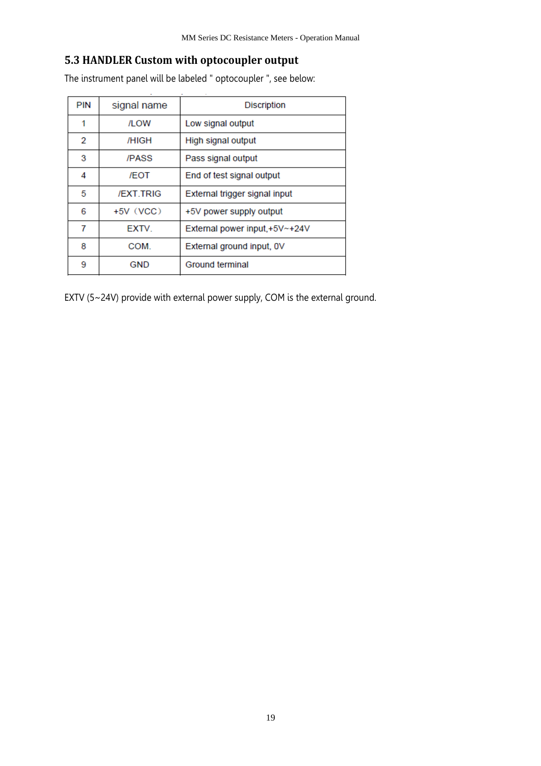## 5.3 HANDLER Custom with optocoupler output

The instrument panel will be labeled " optocoupler ", see below:

| PIN | signal name | Discription |
|---|---|---|
| 1 | /LOW | Low signal output |
| 2 | /HIGH | High signal output |
| 3 | /PASS | Pass signal output |
| 4 | /EOT | End of test signal output |
| 5 | /EXT.TRIG | External trigger signal input |
| 6 | +5V（VCC） | +5V power supply output |
| 7 | EXTV. | External power input,+5V~+24V |
| 8 | COM. | External ground input, 0V |
| 9 | GND | Ground terminal |

EXTV (5~24V) provide with external power supply, COM is the external ground.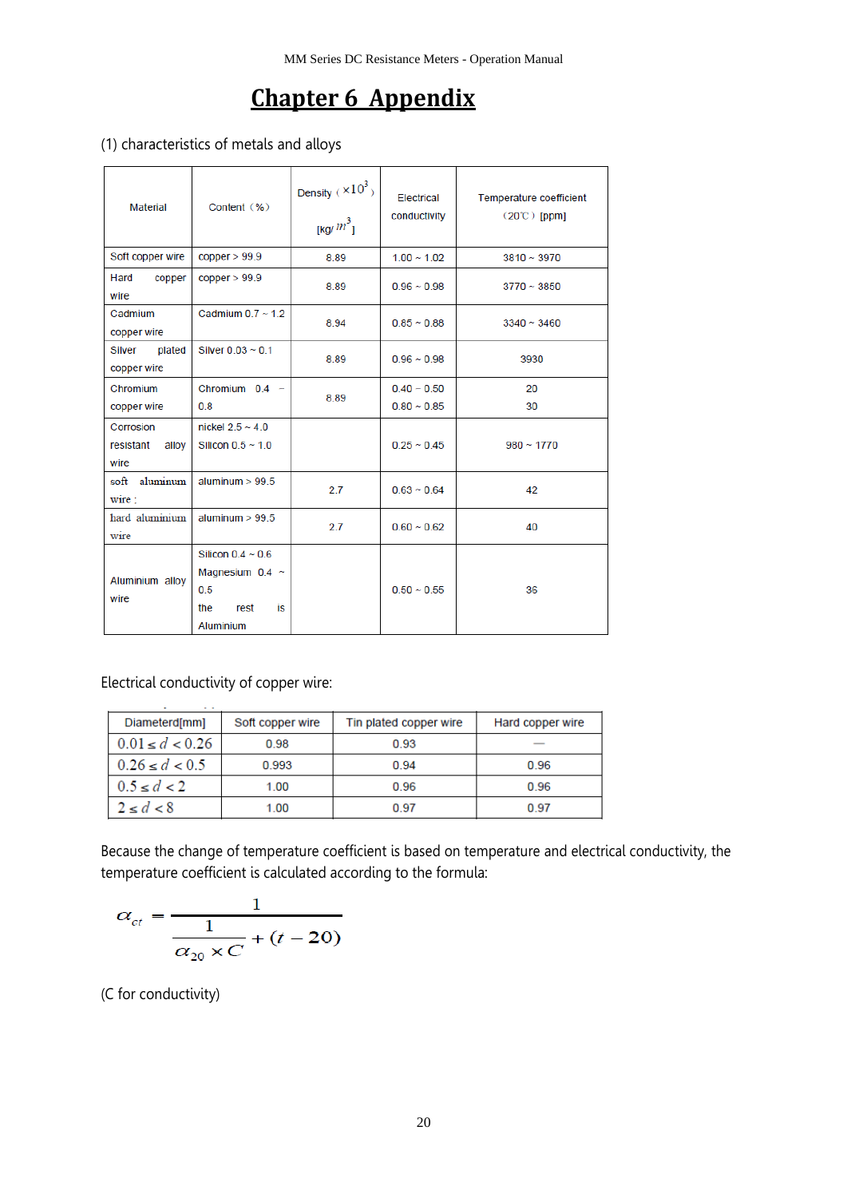# Chapter 6 Appendix

(1) characteristics of metals and alloys

| Material | Content（%） | Density（$\times 10^3$）[kg/$m^3$] | Electrical conductivity | Temperature coefficient（20℃）[ppm] |
|---|---|---|---|---|
| Soft copper wire | copper > 99.9 | 8.89 | 1.00 ~ 1.02 | 3810 ~ 3970 |
| Hard copper wire | copper > 99.9 | 8.89 | 0.96 ~ 0.98 | 3770 ~ 3850 |
| Cadmium copper wire | Cadmium 0.7 ~ 1.2 | 8.94 | 0.85 ~ 0.88 | 3340 ~ 3460 |
| Silver plated copper wire | Silver 0.03 ~ 0.1 | 8.89 | 0.96 ~ 0.98 | 3930 |
| Chromium copper wire | Chromium 0.4 ~ 0.8 | 8.89 | 0.40 ~ 0.50<br>0.80 ~ 0.85 | 20<br>30 |
| Corrosion resistant alloy wire | nickel 2.5 ~ 4.0<br>Silicon 0.5 ~ 1.0 | | 0.25 ~ 0.45 | 980 ~ 1770 |
| soft aluminum wire : | aluminum > 99.5 | 2.7 | 0.63 ~ 0.64 | 42 |
| hard aluminium wire | aluminum > 99.5 | 2.7 | 0.60 ~ 0.62 | 40 |
| Aluminium alloy wire | Silicon 0.4 ~ 0.6<br>Magnesium 0.4 ~ 0.5<br>the rest is Aluminium | | 0.50 ~ 0.55 | 36 |

Electrical conductivity of copper wire:

| Diameterd[mm] | Soft copper wire | Tin plated copper wire | Hard copper wire |
|---|---|---|---|
| $0.01 \le d < 0.26$ | 0.98 | 0.93 | — |
| $0.26 \le d < 0.5$ | 0.993 | 0.94 | 0.96 |
| $0.5 \le d < 2$ | 1.00 | 0.96 | 0.96 |
| $2 \le d < 8$ | 1.00 | 0.97 | 0.97 |

Because the change of temperature coefficient is based on temperature and electrical conductivity, the temperature coefficient is calculated according to the formula:

$$\alpha_{ct} = \frac{1}{\dfrac{1}{\alpha_{20} \times C} + (t - 20)}$$

(C for conductivity)